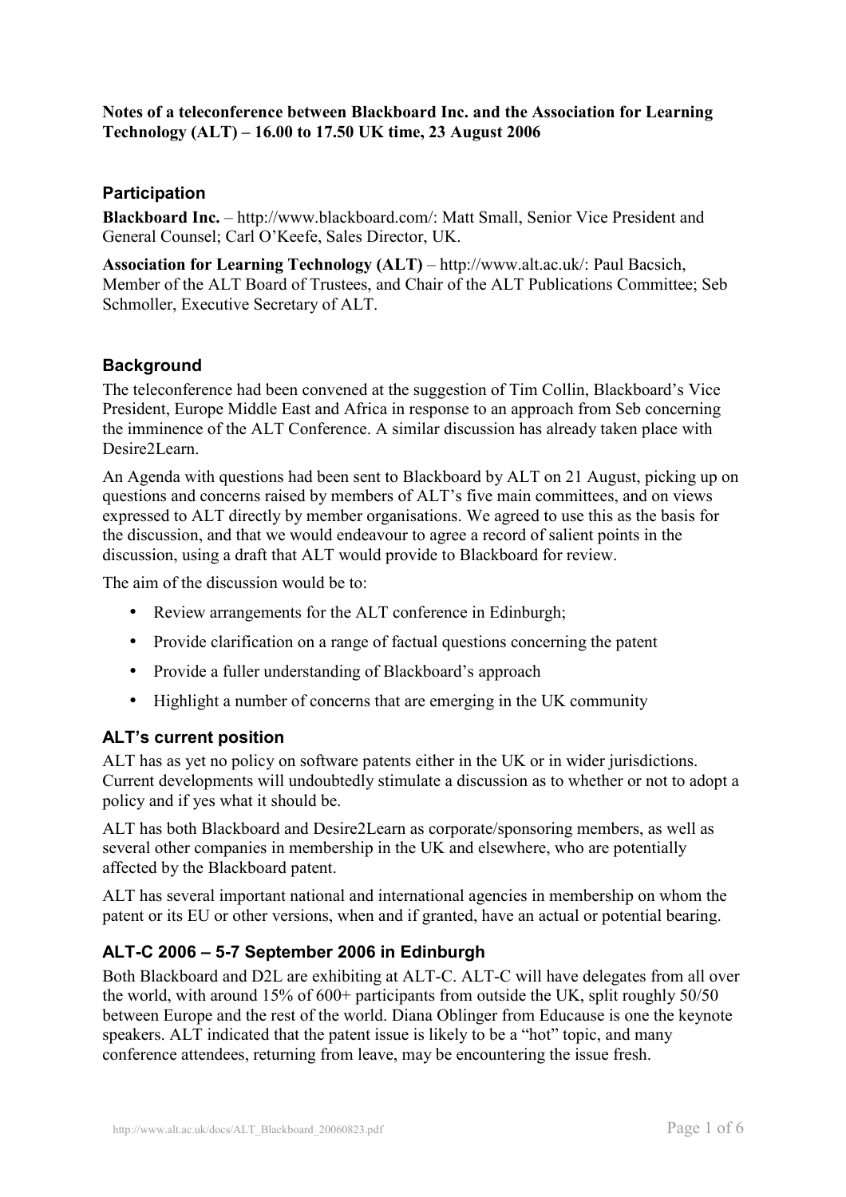**Notes of a teleconference between Blackboard Inc. and the Association for Learning Technology (ALT) – 16.00 to 17.50 UK time, 23 August 2006**

## Participation

**Blackboard Inc.** – http://www.blackboard.com/: Matt Small, Senior Vice President and General Counsel; Carl O'Keefe, Sales Director, UK.

**Association for Learning Technology (ALT)** – http://www.alt.ac.uk/: Paul Bacsich, Member of the ALT Board of Trustees, and Chair of the ALT Publications Committee; Seb Schmoller, Executive Secretary of ALT.

## Background

The teleconference had been convened at the suggestion of Tim Collin, Blackboard's Vice President, Europe Middle East and Africa in response to an approach from Seb concerning the imminence of the ALT Conference. A similar discussion has already taken place with Desire2Learn.

An Agenda with questions had been sent to Blackboard by ALT on 21 August, picking up on questions and concerns raised by members of ALT's five main committees, and on views expressed to ALT directly by member organisations. We agreed to use this as the basis for the discussion, and that we would endeavour to agree a record of salient points in the discussion, using a draft that ALT would provide to Blackboard for review.

The aim of the discussion would be to:

- Review arrangements for the ALT conference in Edinburgh;
- Provide clarification on a range of factual questions concerning the patent
- Provide a fuller understanding of Blackboard's approach
- Highlight a number of concerns that are emerging in the UK community

## ALT's current position

ALT has as yet no policy on software patents either in the UK or in wider jurisdictions. Current developments will undoubtedly stimulate a discussion as to whether or not to adopt a policy and if yes what it should be.

ALT has both Blackboard and Desire2Learn as corporate/sponsoring members, as well as several other companies in membership in the UK and elsewhere, who are potentially affected by the Blackboard patent.

ALT has several important national and international agencies in membership on whom the patent or its EU or other versions, when and if granted, have an actual or potential bearing.

## ALT-C 2006 – 5-7 September 2006 in Edinburgh

Both Blackboard and D2L are exhibiting at ALT-C. ALT-C will have delegates from all over the world, with around 15% of 600+ participants from outside the UK, split roughly 50/50 between Europe and the rest of the world. Diana Oblinger from Educause is one the keynote speakers. ALT indicated that the patent issue is likely to be a "hot" topic, and many conference attendees, returning from leave, may be encountering the issue fresh.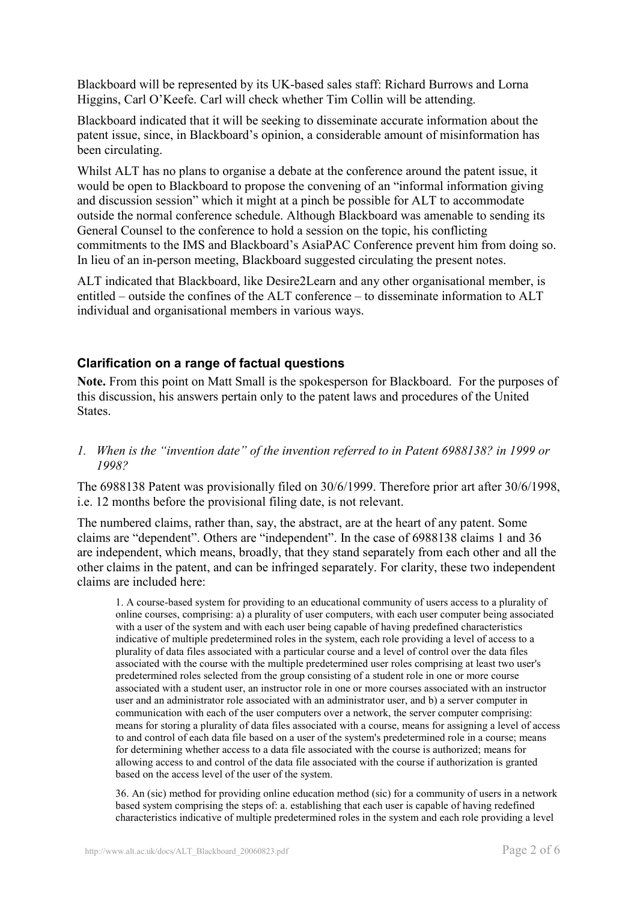Blackboard will be represented by its UK-based sales staff: Richard Burrows and Lorna Higgins, Carl O'Keefe. Carl will check whether Tim Collin will be attending.

Blackboard indicated that it will be seeking to disseminate accurate information about the patent issue, since, in Blackboard's opinion, a considerable amount of misinformation has been circulating.

Whilst ALT has no plans to organise a debate at the conference around the patent issue, it would be open to Blackboard to propose the convening of an "informal information giving and discussion session" which it might at a pinch be possible for ALT to accommodate outside the normal conference schedule. Although Blackboard was amenable to sending its General Counsel to the conference to hold a session on the topic, his conflicting commitments to the IMS and Blackboard's AsiaPAC Conference prevent him from doing so. In lieu of an in-person meeting, Blackboard suggested circulating the present notes.

ALT indicated that Blackboard, like Desire2Learn and any other organisational member, is entitled – outside the confines of the ALT conference – to disseminate information to ALT individual and organisational members in various ways.

### Clarification on a range of factual questions

**Note.** From this point on Matt Small is the spokesperson for Blackboard. For the purposes of this discussion, his answers pertain only to the patent laws and procedures of the United States.

1. *When is the "invention date" of the invention referred to in Patent 6988138? in 1999 or 1998?*

The 6988138 Patent was provisionally filed on 30/6/1999. Therefore prior art after 30/6/1998, i.e. 12 months before the provisional filing date, is not relevant.

The numbered claims, rather than, say, the abstract, are at the heart of any patent. Some claims are "dependent". Others are "independent". In the case of 6988138 claims 1 and 36 are independent, which means, broadly, that they stand separately from each other and all the other claims in the patent, and can be infringed separately. For clarity, these two independent claims are included here:

> 1. A course-based system for providing to an educational community of users access to a plurality of online courses, comprising: a) a plurality of user computers, with each user computer being associated with a user of the system and with each user being capable of having predefined characteristics indicative of multiple predetermined roles in the system, each role providing a level of access to a plurality of data files associated with a particular course and a level of control over the data files associated with the course with the multiple predetermined user roles comprising at least two user's predetermined roles selected from the group consisting of a student role in one or more course associated with a student user, an instructor role in one or more courses associated with an instructor user and an administrator role associated with an administrator user, and b) a server computer in communication with each of the user computers over a network, the server computer comprising: means for storing a plurality of data files associated with a course, means for assigning a level of access to and control of each data file based on a user of the system's predetermined role in a course; means for determining whether access to a data file associated with the course is authorized; means for allowing access to and control of the data file associated with the course if authorization is granted based on the access level of the user of the system.
>
> 36. An (sic) method for providing online education method (sic) for a community of users in a network based system comprising the steps of: a. establishing that each user is capable of having redefined characteristics indicative of multiple predetermined roles in the system and each role providing a level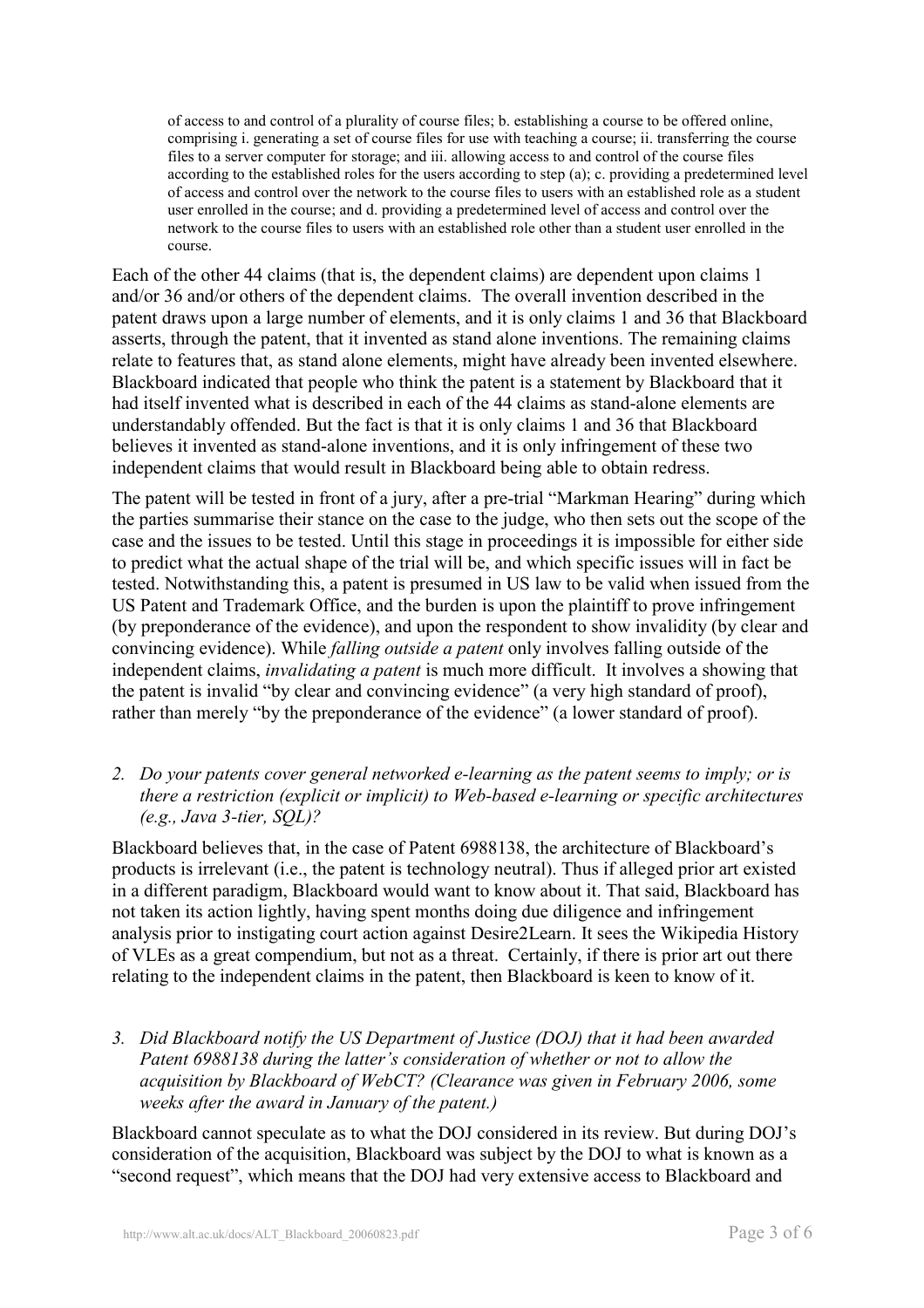> of access to and control of a plurality of course files; b. establishing a course to be offered online, comprising i. generating a set of course files for use with teaching a course; ii. transferring the course files to a server computer for storage; and iii. allowing access to and control of the course files according to the established roles for the users according to step (a); c. providing a predetermined level of access and control over the network to the course files to users with an established role as a student user enrolled in the course; and d. providing a predetermined level of access and control over the network to the course files to users with an established role other than a student user enrolled in the course.

Each of the other 44 claims (that is, the dependent claims) are dependent upon claims 1 and/or 36 and/or others of the dependent claims. The overall invention described in the patent draws upon a large number of elements, and it is only claims 1 and 36 that Blackboard asserts, through the patent, that it invented as stand alone inventions. The remaining claims relate to features that, as stand alone elements, might have already been invented elsewhere. Blackboard indicated that people who think the patent is a statement by Blackboard that it had itself invented what is described in each of the 44 claims as stand-alone elements are understandably offended. But the fact is that it is only claims 1 and 36 that Blackboard believes it invented as stand-alone inventions, and it is only infringement of these two independent claims that would result in Blackboard being able to obtain redress.

The patent will be tested in front of a jury, after a pre-trial "Markman Hearing" during which the parties summarise their stance on the case to the judge, who then sets out the scope of the case and the issues to be tested. Until this stage in proceedings it is impossible for either side to predict what the actual shape of the trial will be, and which specific issues will in fact be tested. Notwithstanding this, a patent is presumed in US law to be valid when issued from the US Patent and Trademark Office, and the burden is upon the plaintiff to prove infringement (by preponderance of the evidence), and upon the respondent to show invalidity (by clear and convincing evidence). While *falling outside a patent* only involves falling outside of the independent claims, *invalidating a patent* is much more difficult. It involves a showing that the patent is invalid "by clear and convincing evidence" (a very high standard of proof), rather than merely "by the preponderance of the evidence" (a lower standard of proof).

2. *Do your patents cover general networked e-learning as the patent seems to imply; or is there a restriction (explicit or implicit) to Web-based e-learning or specific architectures (e.g., Java 3-tier, SQL)?*

Blackboard believes that, in the case of Patent 6988138, the architecture of Blackboard's products is irrelevant (i.e., the patent is technology neutral). Thus if alleged prior art existed in a different paradigm, Blackboard would want to know about it. That said, Blackboard has not taken its action lightly, having spent months doing due diligence and infringement analysis prior to instigating court action against Desire2Learn. It sees the Wikipedia History of VLEs as a great compendium, but not as a threat. Certainly, if there is prior art out there relating to the independent claims in the patent, then Blackboard is keen to know of it.

3. *Did Blackboard notify the US Department of Justice (DOJ) that it had been awarded Patent 6988138 during the latter's consideration of whether or not to allow the acquisition by Blackboard of WebCT? (Clearance was given in February 2006, some weeks after the award in January of the patent.)*

Blackboard cannot speculate as to what the DOJ considered in its review. But during DOJ's consideration of the acquisition, Blackboard was subject by the DOJ to what is known as a "second request", which means that the DOJ had very extensive access to Blackboard and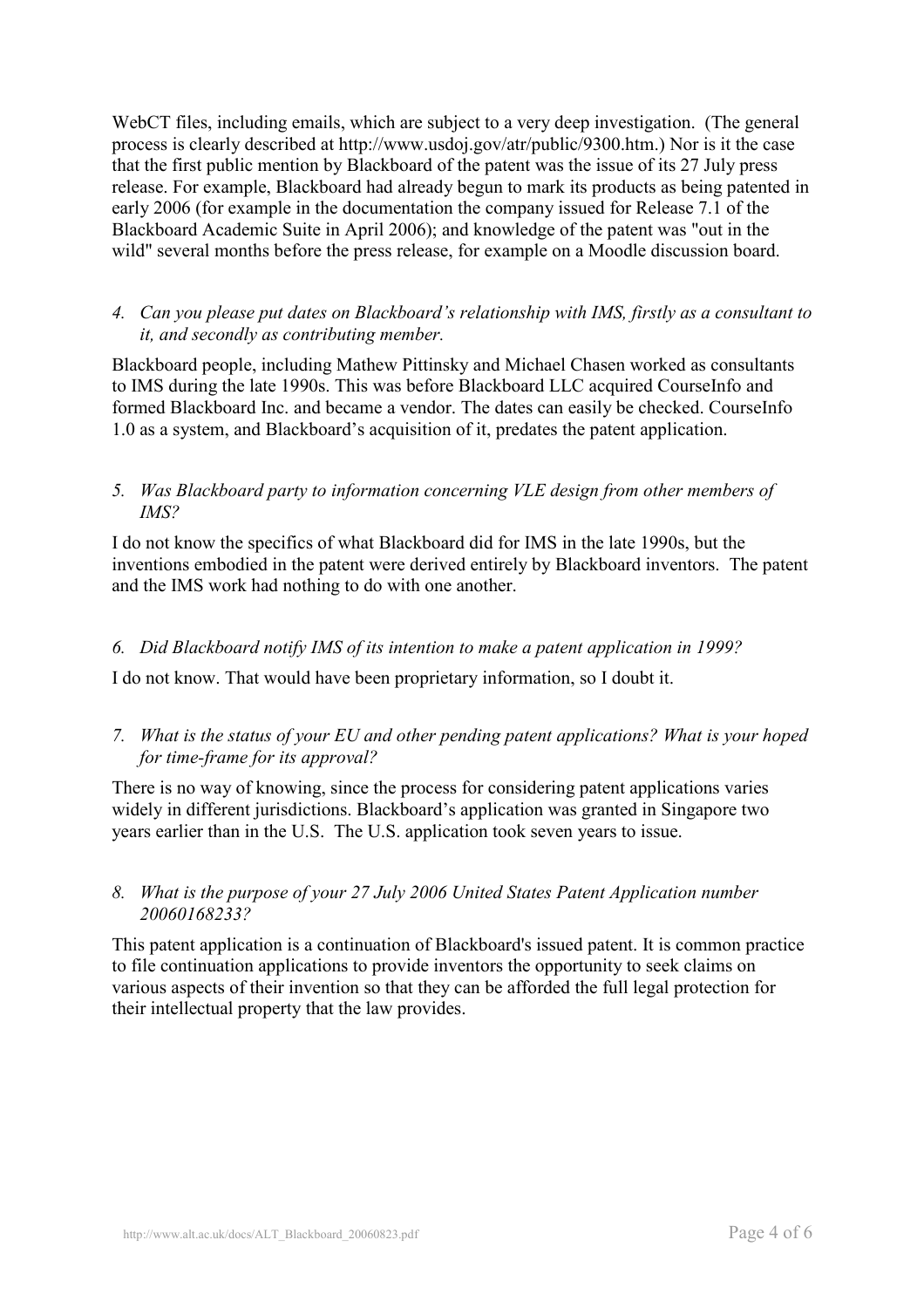WebCT files, including emails, which are subject to a very deep investigation. (The general process is clearly described at http://www.usdoj.gov/atr/public/9300.htm.) Nor is it the case that the first public mention by Blackboard of the patent was the issue of its 27 July press release. For example, Blackboard had already begun to mark its products as being patented in early 2006 (for example in the documentation the company issued for Release 7.1 of the Blackboard Academic Suite in April 2006); and knowledge of the patent was "out in the wild" several months before the press release, for example on a Moodle discussion board.

4. *Can you please put dates on Blackboard's relationship with IMS, firstly as a consultant to it, and secondly as contributing member.*

Blackboard people, including Mathew Pittinsky and Michael Chasen worked as consultants to IMS during the late 1990s. This was before Blackboard LLC acquired CourseInfo and formed Blackboard Inc. and became a vendor. The dates can easily be checked. CourseInfo 1.0 as a system, and Blackboard's acquisition of it, predates the patent application.

5. *Was Blackboard party to information concerning VLE design from other members of IMS?*

I do not know the specifics of what Blackboard did for IMS in the late 1990s, but the inventions embodied in the patent were derived entirely by Blackboard inventors. The patent and the IMS work had nothing to do with one another.

6. *Did Blackboard notify IMS of its intention to make a patent application in 1999?*

I do not know. That would have been proprietary information, so I doubt it.

7. *What is the status of your EU and other pending patent applications? What is your hoped for time-frame for its approval?*

There is no way of knowing, since the process for considering patent applications varies widely in different jurisdictions. Blackboard's application was granted in Singapore two years earlier than in the U.S. The U.S. application took seven years to issue.

8. *What is the purpose of your 27 July 2006 United States Patent Application number 20060168233?*

This patent application is a continuation of Blackboard's issued patent. It is common practice to file continuation applications to provide inventors the opportunity to seek claims on various aspects of their invention so that they can be afforded the full legal protection for their intellectual property that the law provides.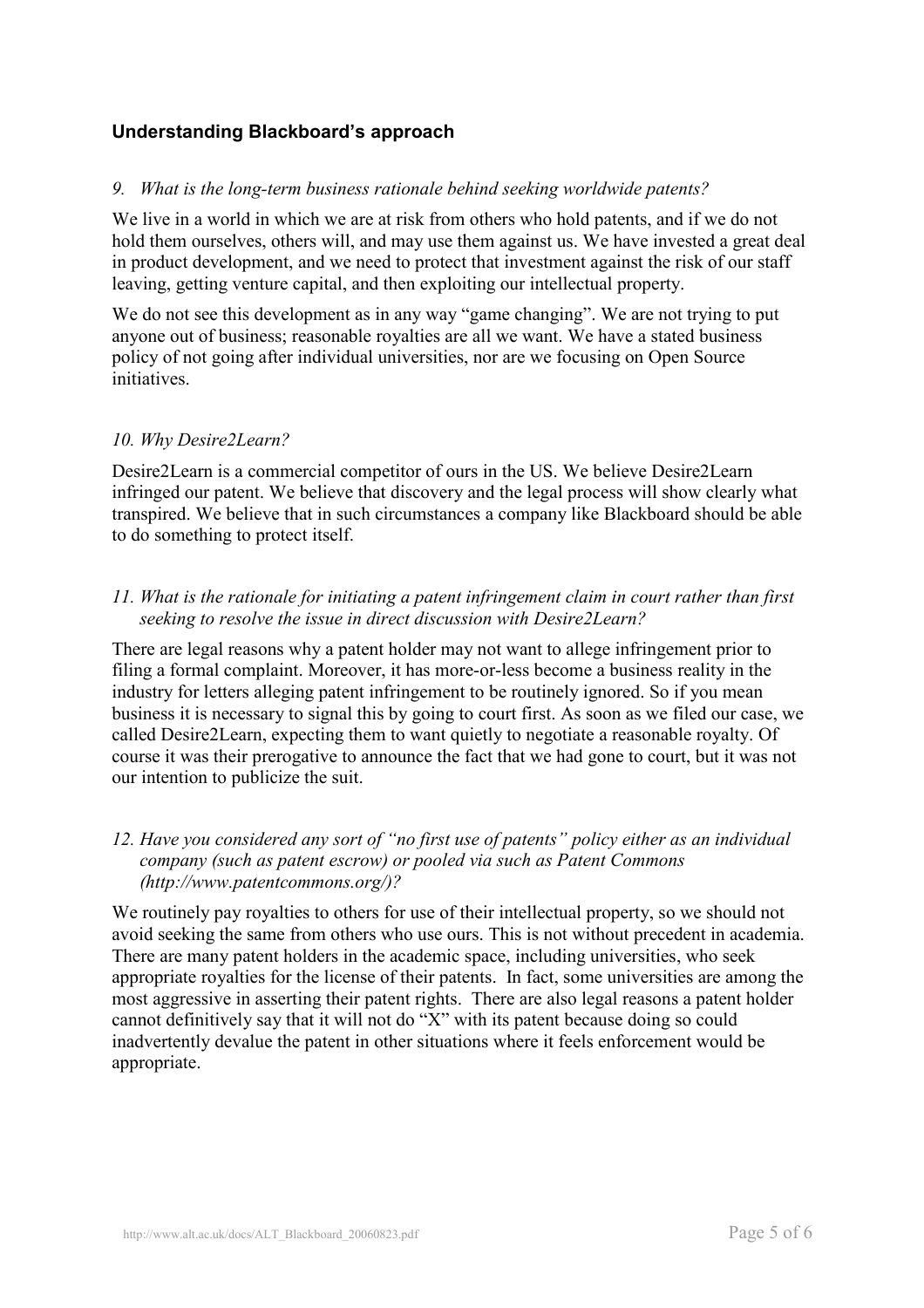## Understanding Blackboard's approach

*9. What is the long-term business rationale behind seeking worldwide patents?*

We live in a world in which we are at risk from others who hold patents, and if we do not hold them ourselves, others will, and may use them against us. We have invested a great deal in product development, and we need to protect that investment against the risk of our staff leaving, getting venture capital, and then exploiting our intellectual property.

We do not see this development as in any way "game changing". We are not trying to put anyone out of business; reasonable royalties are all we want. We have a stated business policy of not going after individual universities, nor are we focusing on Open Source initiatives.

*10. Why Desire2Learn?*

Desire2Learn is a commercial competitor of ours in the US. We believe Desire2Learn infringed our patent. We believe that discovery and the legal process will show clearly what transpired. We believe that in such circumstances a company like Blackboard should be able to do something to protect itself.

*11. What is the rationale for initiating a patent infringement claim in court rather than first seeking to resolve the issue in direct discussion with Desire2Learn?*

There are legal reasons why a patent holder may not want to allege infringement prior to filing a formal complaint. Moreover, it has more-or-less become a business reality in the industry for letters alleging patent infringement to be routinely ignored. So if you mean business it is necessary to signal this by going to court first. As soon as we filed our case, we called Desire2Learn, expecting them to want quietly to negotiate a reasonable royalty. Of course it was their prerogative to announce the fact that we had gone to court, but it was not our intention to publicize the suit.

*12. Have you considered any sort of "no first use of patents" policy either as an individual company (such as patent escrow) or pooled via such as Patent Commons (http://www.patentcommons.org/)?*

We routinely pay royalties to others for use of their intellectual property, so we should not avoid seeking the same from others who use ours. This is not without precedent in academia. There are many patent holders in the academic space, including universities, who seek appropriate royalties for the license of their patents. In fact, some universities are among the most aggressive in asserting their patent rights. There are also legal reasons a patent holder cannot definitively say that it will not do "X" with its patent because doing so could inadvertently devalue the patent in other situations where it feels enforcement would be appropriate.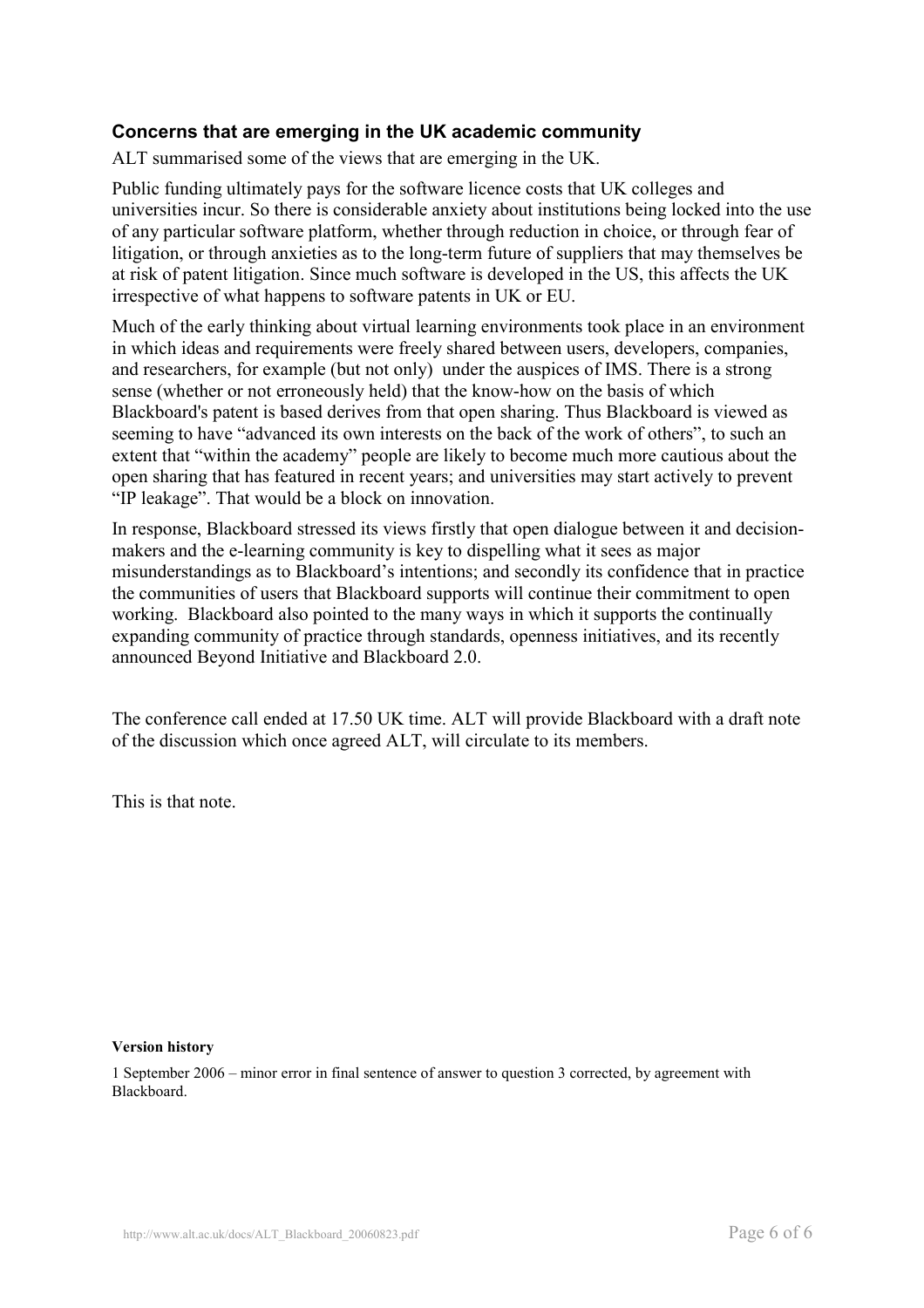### Concerns that are emerging in the UK academic community

ALT summarised some of the views that are emerging in the UK.

Public funding ultimately pays for the software licence costs that UK colleges and universities incur. So there is considerable anxiety about institutions being locked into the use of any particular software platform, whether through reduction in choice, or through fear of litigation, or through anxieties as to the long-term future of suppliers that may themselves be at risk of patent litigation. Since much software is developed in the US, this affects the UK irrespective of what happens to software patents in UK or EU.

Much of the early thinking about virtual learning environments took place in an environment in which ideas and requirements were freely shared between users, developers, companies, and researchers, for example (but not only) under the auspices of IMS. There is a strong sense (whether or not erroneously held) that the know-how on the basis of which Blackboard's patent is based derives from that open sharing. Thus Blackboard is viewed as seeming to have "advanced its own interests on the back of the work of others", to such an extent that "within the academy" people are likely to become much more cautious about the open sharing that has featured in recent years; and universities may start actively to prevent "IP leakage". That would be a block on innovation.

In response, Blackboard stressed its views firstly that open dialogue between it and decision-makers and the e-learning community is key to dispelling what it sees as major misunderstandings as to Blackboard's intentions; and secondly its confidence that in practice the communities of users that Blackboard supports will continue their commitment to open working. Blackboard also pointed to the many ways in which it supports the continually expanding community of practice through standards, openness initiatives, and its recently announced Beyond Initiative and Blackboard 2.0.

The conference call ended at 17.50 UK time. ALT will provide Blackboard with a draft note of the discussion which once agreed ALT, will circulate to its members.

This is that note.

**Version history**

1 September 2006 – minor error in final sentence of answer to question 3 corrected, by agreement with Blackboard.